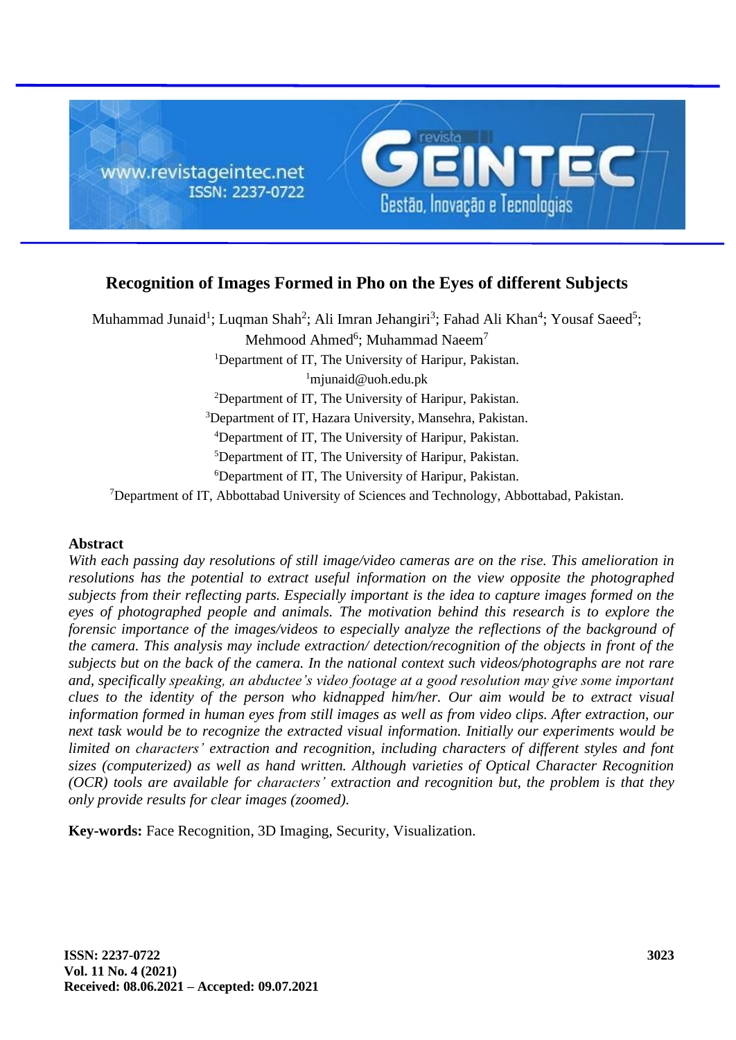# Recognition of Images Formed in Pho on the Eyes of different Subjects

Muhammad Junaid[1]; Luqman Shah[2]; Ali Imran Jehangiri[3]; Fahad Ali Khan[4]; Yousaf Saeed[5]; Mehmood Ahmed[6]; Muhammad Naeem[7]

[1]Department of IT, The University of Haripur, Pakistan.
[1]mjunaid@uoh.edu.pk

[2]Department of IT, The University of Haripur, Pakistan.

[3]Department of IT, Hazara University, Mansehra, Pakistan.

[4]Department of IT, The University of Haripur, Pakistan.

[5]Department of IT, The University of Haripur, Pakistan.

[6]Department of IT, The University of Haripur, Pakistan.

[7]Department of IT, Abbottabad University of Sciences and Technology, Abbottabad, Pakistan.

## Abstract

*With each passing day resolutions of still image/video cameras are on the rise. This amelioration in resolutions has the potential to extract useful information on the view opposite the photographed subjects from their reflecting parts. Especially important is the idea to capture images formed on the eyes of photographed people and animals. The motivation behind this research is to explore the forensic importance of the images/videos to especially analyze the reflections of the background of the camera. This analysis may include extraction/ detection/recognition of the objects in front of the subjects but on the back of the camera. In the national context such videos/photographs are not rare and, specifically speaking, an abductee's video footage at a good resolution may give some important clues to the identity of the person who kidnapped him/her. Our aim would be to extract visual information formed in human eyes from still images as well as from video clips. After extraction, our next task would be to recognize the extracted visual information. Initially our experiments would be limited on characters' extraction and recognition, including characters of different styles and font sizes (computerized) as well as hand written. Although varieties of Optical Character Recognition (OCR) tools are available for characters' extraction and recognition but, the problem is that they only provide results for clear images (zoomed).*

**Key-words:** Face Recognition, 3D Imaging, Security, Visualization.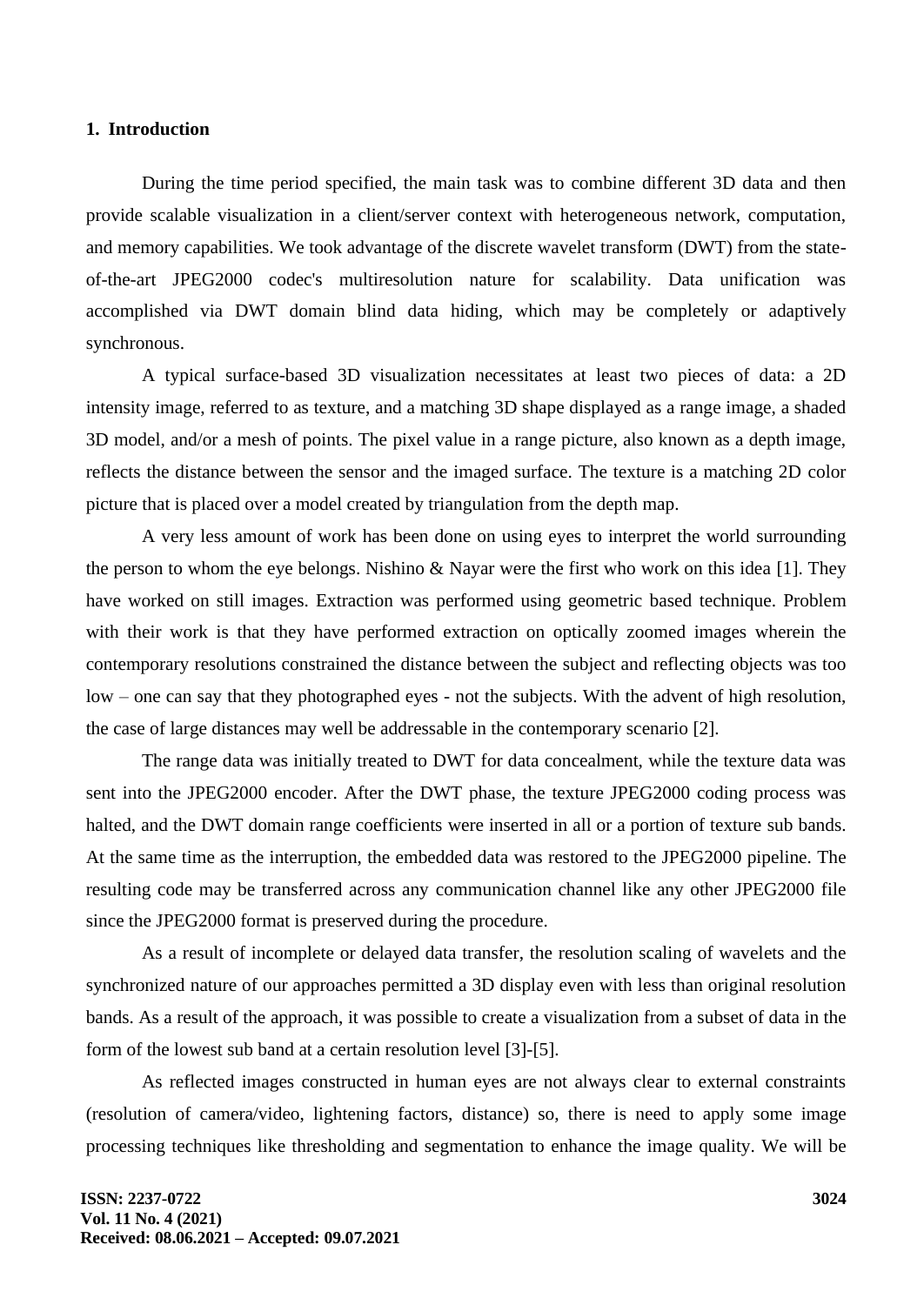## 1. Introduction

During the time period specified, the main task was to combine different 3D data and then provide scalable visualization in a client/server context with heterogeneous network, computation, and memory capabilities. We took advantage of the discrete wavelet transform (DWT) from the state-of-the-art JPEG2000 codec's multiresolution nature for scalability. Data unification was accomplished via DWT domain blind data hiding, which may be completely or adaptively synchronous.

A typical surface-based 3D visualization necessitates at least two pieces of data: a 2D intensity image, referred to as texture, and a matching 3D shape displayed as a range image, a shaded 3D model, and/or a mesh of points. The pixel value in a range picture, also known as a depth image, reflects the distance between the sensor and the imaged surface. The texture is a matching 2D color picture that is placed over a model created by triangulation from the depth map.

A very less amount of work has been done on using eyes to interpret the world surrounding the person to whom the eye belongs. Nishino & Nayar were the first who work on this idea [1]. They have worked on still images. Extraction was performed using geometric based technique. Problem with their work is that they have performed extraction on optically zoomed images wherein the contemporary resolutions constrained the distance between the subject and reflecting objects was too low – one can say that they photographed eyes - not the subjects. With the advent of high resolution, the case of large distances may well be addressable in the contemporary scenario [2].

The range data was initially treated to DWT for data concealment, while the texture data was sent into the JPEG2000 encoder. After the DWT phase, the texture JPEG2000 coding process was halted, and the DWT domain range coefficients were inserted in all or a portion of texture sub bands. At the same time as the interruption, the embedded data was restored to the JPEG2000 pipeline. The resulting code may be transferred across any communication channel like any other JPEG2000 file since the JPEG2000 format is preserved during the procedure.

As a result of incomplete or delayed data transfer, the resolution scaling of wavelets and the synchronized nature of our approaches permitted a 3D display even with less than original resolution bands. As a result of the approach, it was possible to create a visualization from a subset of data in the form of the lowest sub band at a certain resolution level [3]-[5].

As reflected images constructed in human eyes are not always clear to external constraints (resolution of camera/video, lightening factors, distance) so, there is need to apply some image processing techniques like thresholding and segmentation to enhance the image quality. We will be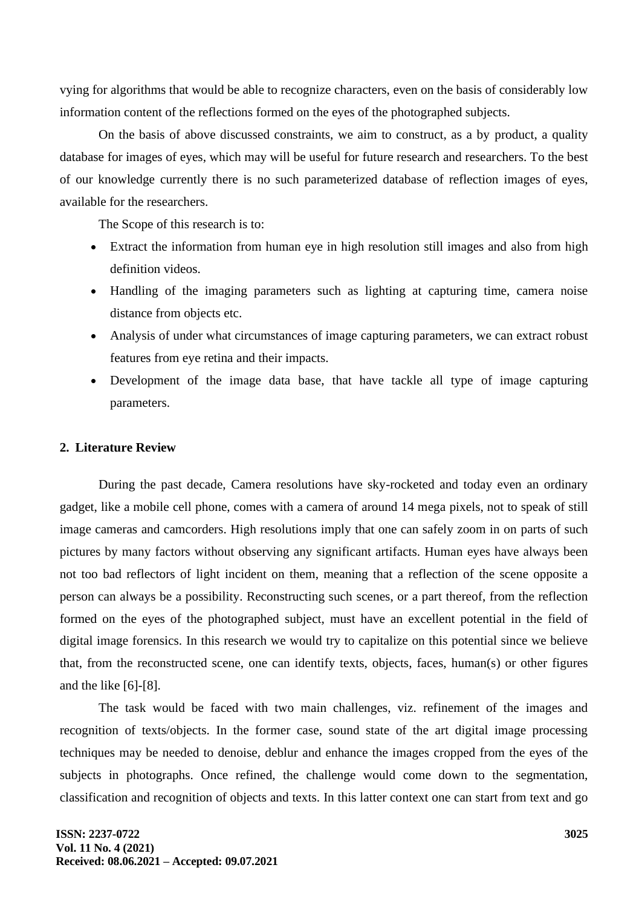vying for algorithms that would be able to recognize characters, even on the basis of considerably low information content of the reflections formed on the eyes of the photographed subjects.

On the basis of above discussed constraints, we aim to construct, as a by product, a quality database for images of eyes, which may will be useful for future research and researchers. To the best of our knowledge currently there is no such parameterized database of reflection images of eyes, available for the researchers.

The Scope of this research is to:

- Extract the information from human eye in high resolution still images and also from high definition videos.
- Handling of the imaging parameters such as lighting at capturing time, camera noise distance from objects etc.
- Analysis of under what circumstances of image capturing parameters, we can extract robust features from eye retina and their impacts.
- Development of the image data base, that have tackle all type of image capturing parameters.

## 2. Literature Review

During the past decade, Camera resolutions have sky-rocketed and today even an ordinary gadget, like a mobile cell phone, comes with a camera of around 14 mega pixels, not to speak of still image cameras and camcorders. High resolutions imply that one can safely zoom in on parts of such pictures by many factors without observing any significant artifacts. Human eyes have always been not too bad reflectors of light incident on them, meaning that a reflection of the scene opposite a person can always be a possibility. Reconstructing such scenes, or a part thereof, from the reflection formed on the eyes of the photographed subject, must have an excellent potential in the field of digital image forensics. In this research we would try to capitalize on this potential since we believe that, from the reconstructed scene, one can identify texts, objects, faces, human(s) or other figures and the like [6]-[8].

The task would be faced with two main challenges, viz. refinement of the images and recognition of texts/objects. In the former case, sound state of the art digital image processing techniques may be needed to denoise, deblur and enhance the images cropped from the eyes of the subjects in photographs. Once refined, the challenge would come down to the segmentation, classification and recognition of objects and texts. In this latter context one can start from text and go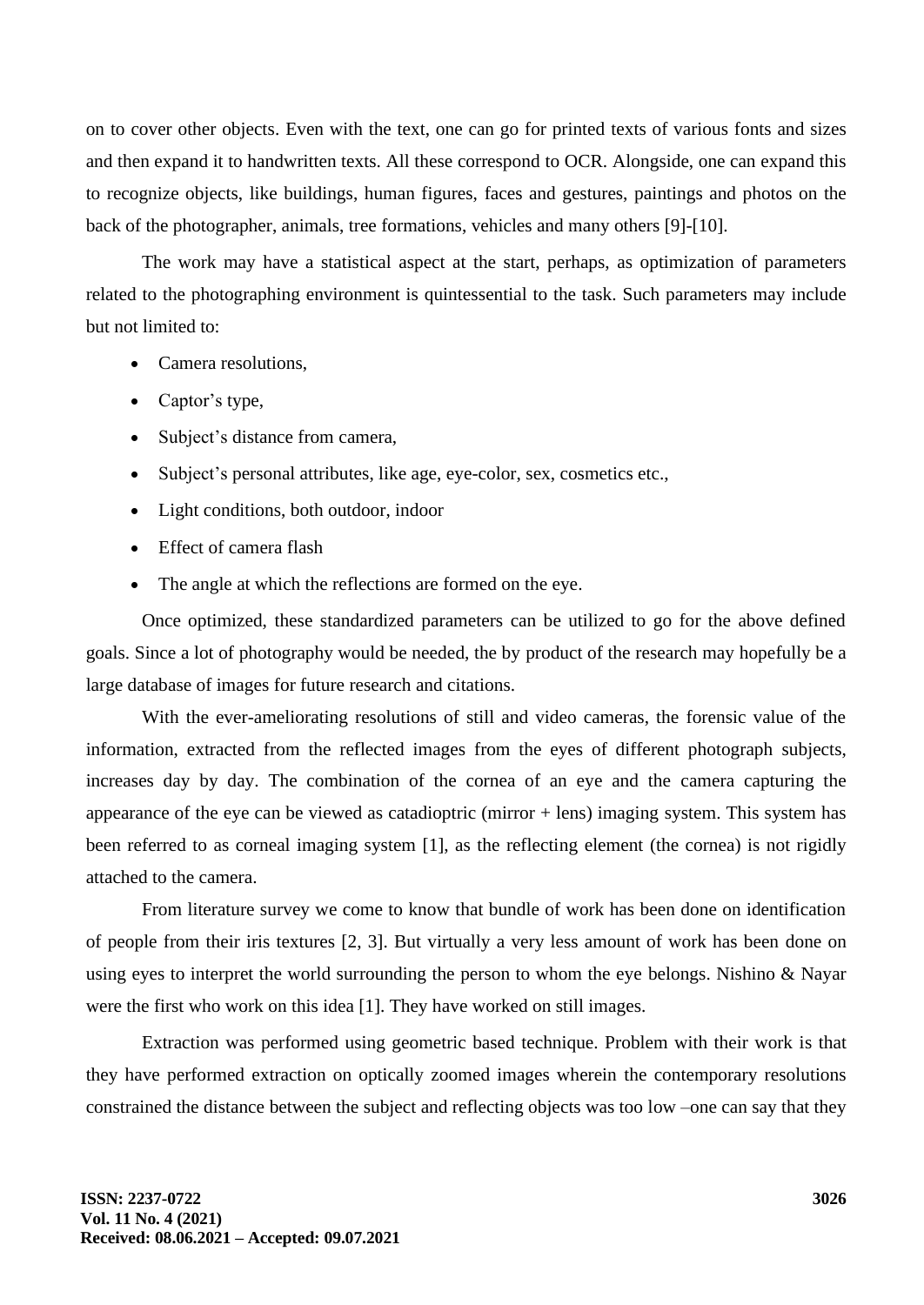on to cover other objects. Even with the text, one can go for printed texts of various fonts and sizes and then expand it to handwritten texts. All these correspond to OCR. Alongside, one can expand this to recognize objects, like buildings, human figures, faces and gestures, paintings and photos on the back of the photographer, animals, tree formations, vehicles and many others [9]-[10].

The work may have a statistical aspect at the start, perhaps, as optimization of parameters related to the photographing environment is quintessential to the task. Such parameters may include but not limited to:

- Camera resolutions,
- Captor's type,
- Subject's distance from camera,
- Subject's personal attributes, like age, eye-color, sex, cosmetics etc.,
- Light conditions, both outdoor, indoor
- Effect of camera flash
- The angle at which the reflections are formed on the eye.

Once optimized, these standardized parameters can be utilized to go for the above defined goals. Since a lot of photography would be needed, the by product of the research may hopefully be a large database of images for future research and citations.

With the ever-ameliorating resolutions of still and video cameras, the forensic value of the information, extracted from the reflected images from the eyes of different photograph subjects, increases day by day. The combination of the cornea of an eye and the camera capturing the appearance of the eye can be viewed as catadioptric (mirror + lens) imaging system. This system has been referred to as corneal imaging system [1], as the reflecting element (the cornea) is not rigidly attached to the camera.

From literature survey we come to know that bundle of work has been done on identification of people from their iris textures [2, 3]. But virtually a very less amount of work has been done on using eyes to interpret the world surrounding the person to whom the eye belongs. Nishino & Nayar were the first who work on this idea [1]. They have worked on still images.

Extraction was performed using geometric based technique. Problem with their work is that they have performed extraction on optically zoomed images wherein the contemporary resolutions constrained the distance between the subject and reflecting objects was too low –one can say that they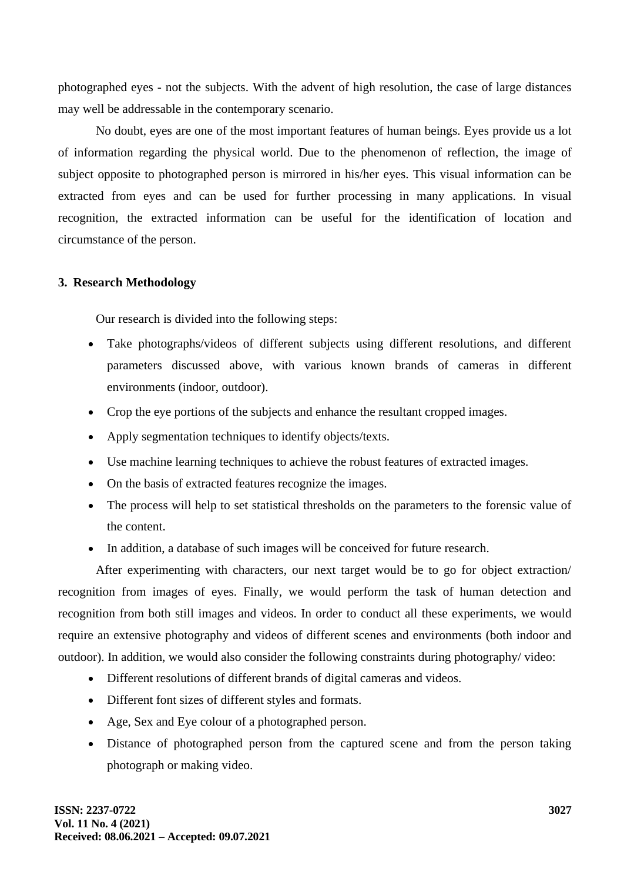photographed eyes - not the subjects. With the advent of high resolution, the case of large distances may well be addressable in the contemporary scenario.

No doubt, eyes are one of the most important features of human beings. Eyes provide us a lot of information regarding the physical world. Due to the phenomenon of reflection, the image of subject opposite to photographed person is mirrored in his/her eyes. This visual information can be extracted from eyes and can be used for further processing in many applications. In visual recognition, the extracted information can be useful for the identification of location and circumstance of the person.

## 3. Research Methodology

Our research is divided into the following steps:

- Take photographs/videos of different subjects using different resolutions, and different parameters discussed above, with various known brands of cameras in different environments (indoor, outdoor).
- Crop the eye portions of the subjects and enhance the resultant cropped images.
- Apply segmentation techniques to identify objects/texts.
- Use machine learning techniques to achieve the robust features of extracted images.
- On the basis of extracted features recognize the images.
- The process will help to set statistical thresholds on the parameters to the forensic value of the content.
- In addition, a database of such images will be conceived for future research.

After experimenting with characters, our next target would be to go for object extraction/ recognition from images of eyes. Finally, we would perform the task of human detection and recognition from both still images and videos. In order to conduct all these experiments, we would require an extensive photography and videos of different scenes and environments (both indoor and outdoor). In addition, we would also consider the following constraints during photography/ video:

- Different resolutions of different brands of digital cameras and videos.
- Different font sizes of different styles and formats.
- Age, Sex and Eye colour of a photographed person.
- Distance of photographed person from the captured scene and from the person taking photograph or making video.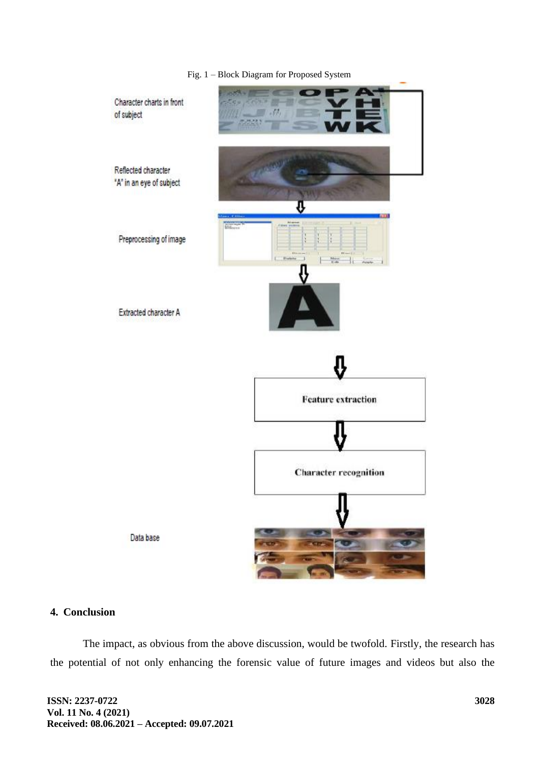Fig. 1 – Block Diagram for Proposed System

Character charts in front of subject

Reflected character "A" in an eye of subject

Preprocessing of image

Extracted character A

Feature extraction

Character recognition

Data base

## 4. Conclusion

The impact, as obvious from the above discussion, would be twofold. Firstly, the research has the potential of not only enhancing the forensic value of future images and videos but also the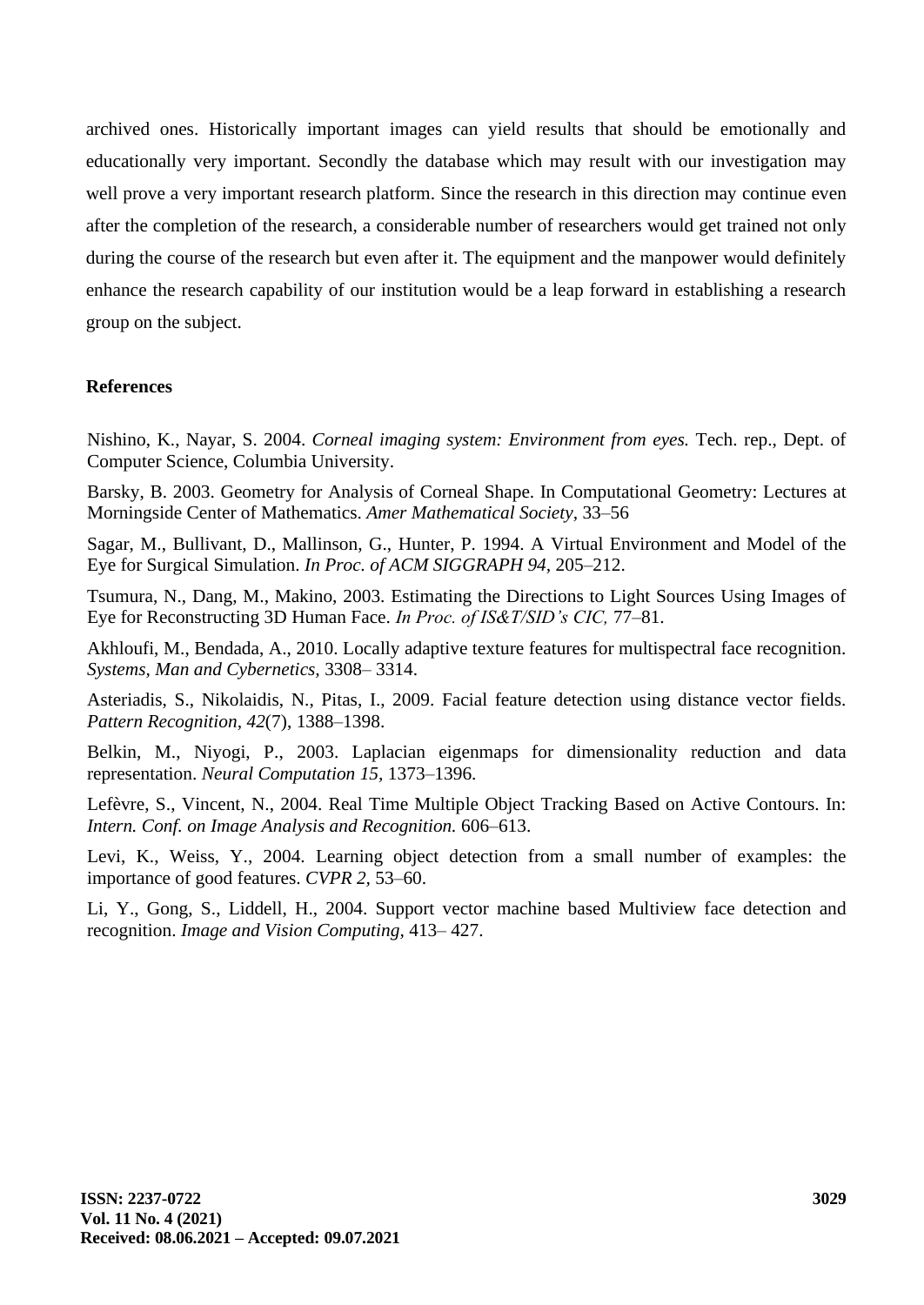archived ones. Historically important images can yield results that should be emotionally and educationally very important. Secondly the database which may result with our investigation may well prove a very important research platform. Since the research in this direction may continue even after the completion of the research, a considerable number of researchers would get trained not only during the course of the research but even after it. The equipment and the manpower would definitely enhance the research capability of our institution would be a leap forward in establishing a research group on the subject.

## References

Nishino, K., Nayar, S. 2004. *Corneal imaging system: Environment from eyes.* Tech. rep., Dept. of Computer Science, Columbia University.

Barsky, B. 2003. Geometry for Analysis of Corneal Shape. In Computational Geometry: Lectures at Morningside Center of Mathematics. *Amer Mathematical Society*, 33–56

Sagar, M., Bullivant, D., Mallinson, G., Hunter, P. 1994. A Virtual Environment and Model of the Eye for Surgical Simulation. *In Proc. of ACM SIGGRAPH 94*, 205–212.

Tsumura, N., Dang, M., Makino, 2003. Estimating the Directions to Light Sources Using Images of Eye for Reconstructing 3D Human Face. *In Proc. of IS&T/SID's CIC,* 77–81.

Akhloufi, M., Bendada, A., 2010. Locally adaptive texture features for multispectral face recognition. *Systems, Man and Cybernetics*, 3308– 3314.

Asteriadis, S., Nikolaidis, N., Pitas, I., 2009. Facial feature detection using distance vector fields. *Pattern Recognition*, *42*(7), 1388–1398.

Belkin, M., Niyogi, P., 2003. Laplacian eigenmaps for dimensionality reduction and data representation. *Neural Computation 15*, 1373–1396.

Lefèvre, S., Vincent, N., 2004. Real Time Multiple Object Tracking Based on Active Contours. In: *Intern. Conf. on Image Analysis and Recognition.* 606–613.

Levi, K., Weiss, Y., 2004. Learning object detection from a small number of examples: the importance of good features. *CVPR 2*, 53–60.

Li, Y., Gong, S., Liddell, H., 2004. Support vector machine based Multiview face detection and recognition. *Image and Vision Computing*, 413– 427.